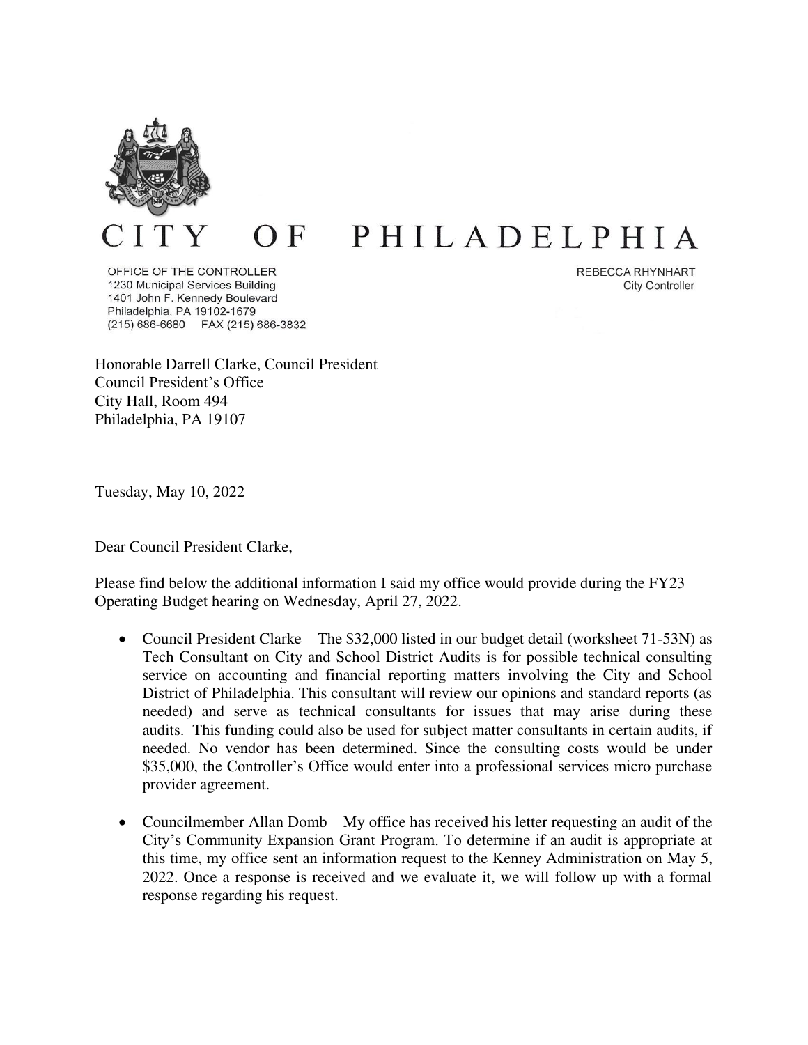# CITY OF PHILADELPHIA

OFFICE OF THE CONTROLLER
1230 Municipal Services Building
1401 John F. Kennedy Boulevard
Philadelphia, PA 19102-1679
(215) 686-6680 FAX (215) 686-3832

REBECCA RHYNHART
City Controller

Honorable Darrell Clarke, Council President
Council President's Office
City Hall, Room 494
Philadelphia, PA 19107

Tuesday, May 10, 2022

Dear Council President Clarke,

Please find below the additional information I said my office would provide during the FY23 Operating Budget hearing on Wednesday, April 27, 2022.

- Council President Clarke – The $32,000 listed in our budget detail (worksheet 71-53N) as Tech Consultant on City and School District Audits is for possible technical consulting service on accounting and financial reporting matters involving the City and School District of Philadelphia. This consultant will review our opinions and standard reports (as needed) and serve as technical consultants for issues that may arise during these audits. This funding could also be used for subject matter consultants in certain audits, if needed. No vendor has been determined. Since the consulting costs would be under $35,000, the Controller's Office would enter into a professional services micro purchase provider agreement.

- Councilmember Allan Domb – My office has received his letter requesting an audit of the City's Community Expansion Grant Program. To determine if an audit is appropriate at this time, my office sent an information request to the Kenney Administration on May 5, 2022. Once a response is received and we evaluate it, we will follow up with a formal response regarding his request.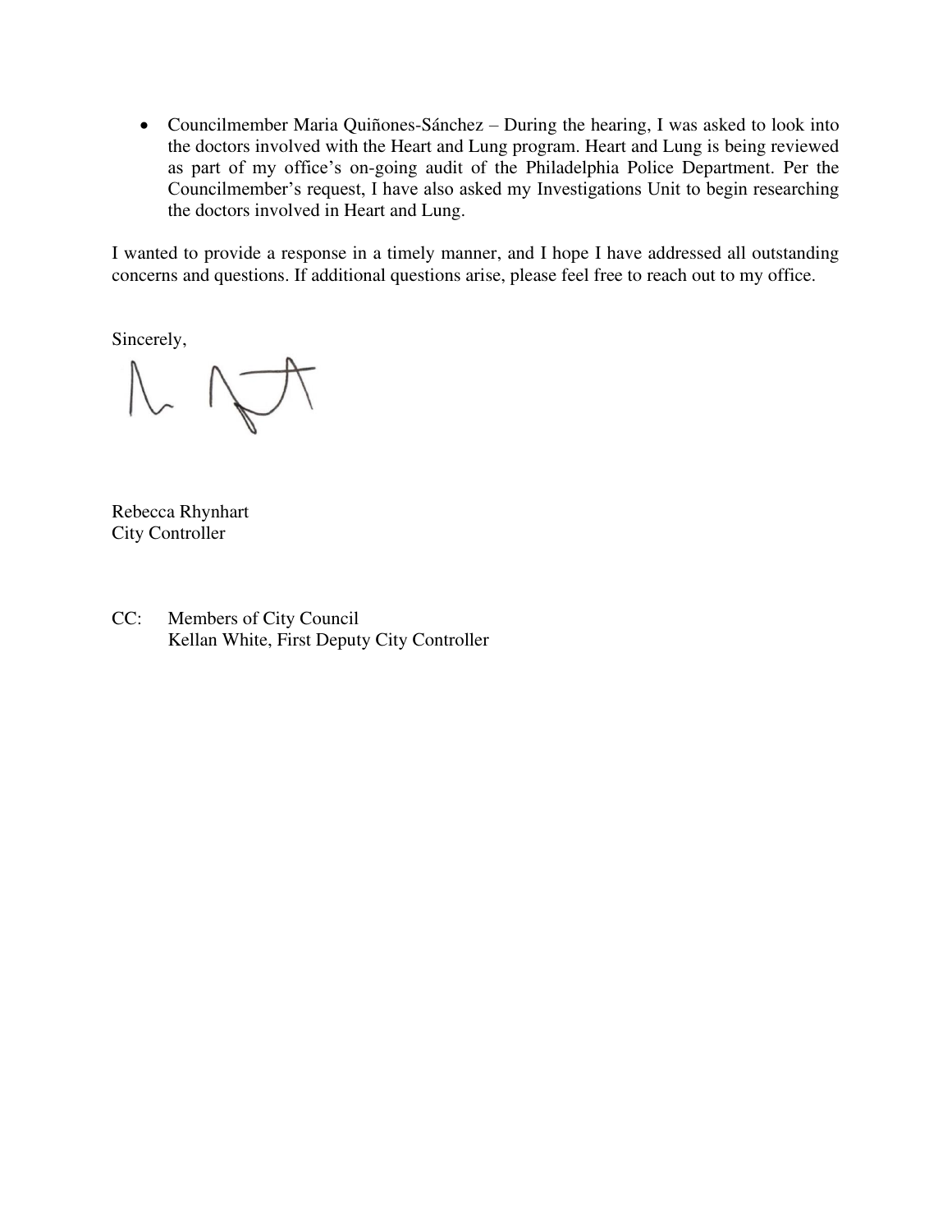- Councilmember Maria Quiñones-Sánchez – During the hearing, I was asked to look into the doctors involved with the Heart and Lung program. Heart and Lung is being reviewed as part of my office's on-going audit of the Philadelphia Police Department. Per the Councilmember's request, I have also asked my Investigations Unit to begin researching the doctors involved in Heart and Lung.

I wanted to provide a response in a timely manner, and I hope I have addressed all outstanding concerns and questions. If additional questions arise, please feel free to reach out to my office.

Sincerely,

Rebecca Rhynhart
City Controller

CC: Members of City Council
Kellan White, First Deputy City Controller